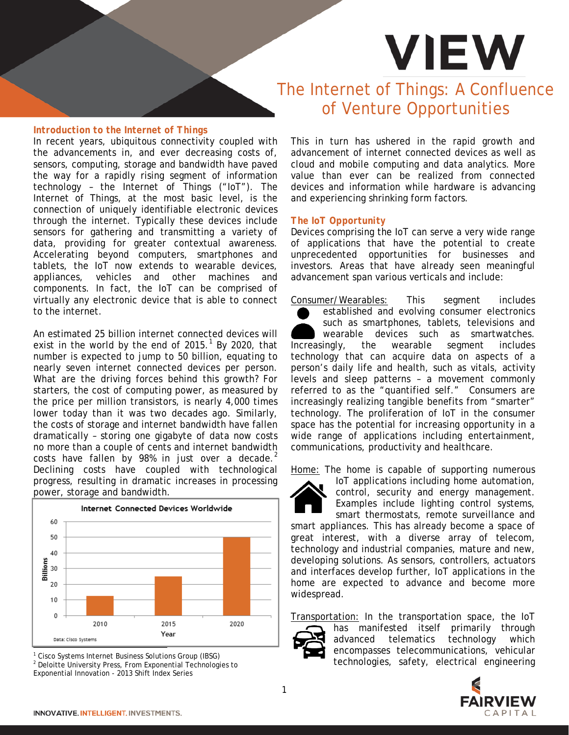# VIEW

## The Internet of Things: A Confluence of Venture Opportunities

### Introduction to the Internet of Things

In recent years, ubiquitous connectivity coupled with the advancements in, and ever decreasing costs of, sensors, computing, storage and bandwidth have paved the way for a rapidly rising segment of information technology – the Internet of Things ("IoT"). The Internet of Things, at the most basic level, is the connection of uniquely identifiable electronic devices through the internet. Typically these devices include sensors for gathering and transmitting a variety of data, providing for greater contextual awareness. Accelerating beyond computers, smartphones and tablets, the IoT now extends to wearable devices, appliances, vehicles and other machines and components. In fact, the IoT can be comprised of virtually any electronic device that is able to connect to the internet.

An estimated 25 billion internet connected devices will exist in the world by the end of 2015.[1] By 2020, that number is expected to jump to 50 billion, equating to nearly seven internet connected devices per person. What are the driving forces behind this growth? For starters, the cost of computing power, as measured by the price per million transistors, is nearly 4,000 times lower today than it was two decades ago. Similarly, the costs of storage and internet bandwidth have fallen dramatically – storing one gigabyte of data now costs no more than a couple of cents and internet bandwidth costs have fallen by 98% in just over a decade.[2] Declining costs have coupled with technological progress, resulting in dramatic increases in processing power, storage and bandwidth.

**Internet Connected Devices Worldwide**

| Year | Billions |
|---|---|
| 2010 | ~12.5 |
| 2015 | 25 |
| 2020 | 50 |

Data: Cisco Systems

[1] Cisco Systems Internet Business Solutions Group (IBSG)
[2] Deloitte University Press, From Exponential Technologies to Exponential Innovation - 2013 Shift Index Series

This in turn has ushered in the rapid growth and advancement of internet connected devices as well as cloud and mobile computing and data analytics. More value than ever can be realized from connected devices and information while hardware is advancing and experiencing shrinking form factors.

### The IoT Opportunity

Devices comprising the IoT can serve a very wide range of applications that have the potential to create unprecedented opportunities for businesses and investors. Areas that have already seen meaningful advancement span various verticals and include:

Consumer/Wearables: This segment includes established and evolving consumer electronics such as smartphones, tablets, televisions and wearable devices such as smartwatches. Increasingly, the wearable segment includes technology that can acquire data on aspects of a person's daily life and health, such as vitals, activity levels and sleep patterns – a movement commonly referred to as the "quantified self." Consumers are increasingly realizing tangible benefits from "smarter" technology. The proliferation of IoT in the consumer space has the potential for increasing opportunity in a wide range of applications including entertainment, communications, productivity and healthcare.

Home: The home is capable of supporting numerous IoT applications including home automation, control, security and energy management. Examples include lighting control systems, smart thermostats, remote surveillance and smart appliances. This has already become a space of great interest, with a diverse array of telecom, technology and industrial companies, mature and new, developing solutions. As sensors, controllers, actuators and interfaces develop further, IoT applications in the home are expected to advance and become more widespread.

Transportation: In the transportation space, the IoT has manifested itself primarily through advanced telematics technology which encompasses telecommunications, vehicular technologies, safety, electrical engineering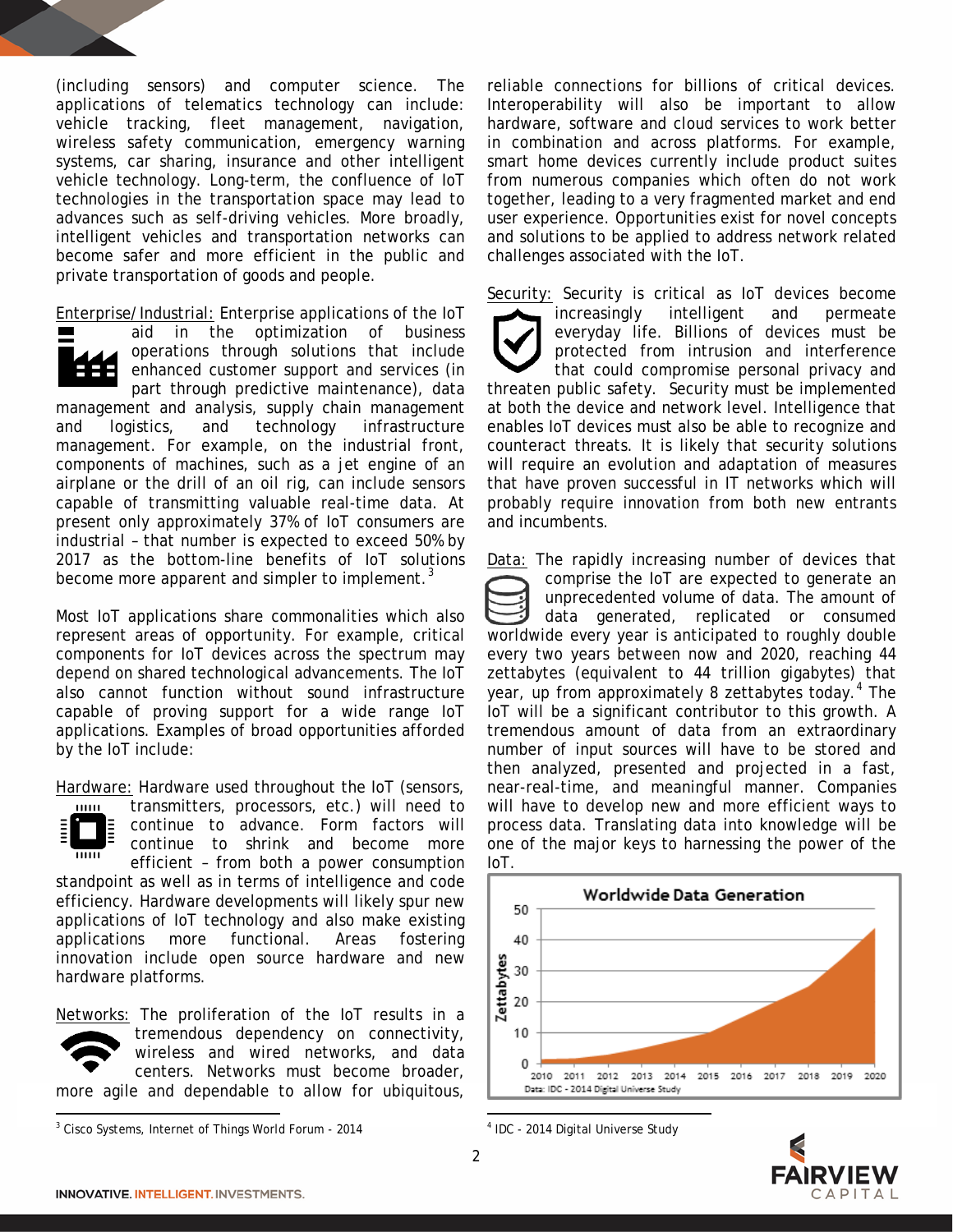(including sensors) and computer science. The applications of telematics technology can include: vehicle tracking, fleet management, navigation, wireless safety communication, emergency warning systems, car sharing, insurance and other intelligent vehicle technology. Long-term, the confluence of IoT technologies in the transportation space may lead to advances such as self-driving vehicles. More broadly, intelligent vehicles and transportation networks can become safer and more efficient in the public and private transportation of goods and people.

Enterprise/Industrial: Enterprise applications of the IoT aid in the optimization of business operations through solutions that include enhanced customer support and services (in part through predictive maintenance), data management and analysis, supply chain management and logistics, and technology infrastructure management. For example, on the industrial front, components of machines, such as a jet engine of an airplane or the drill of an oil rig, can include sensors capable of transmitting valuable real-time data. At present only approximately 37% of IoT consumers are industrial – that number is expected to exceed 50% by 2017 as the bottom-line benefits of IoT solutions become more apparent and simpler to implement.[3]

Most IoT applications share commonalities which also represent areas of opportunity. For example, critical components for IoT devices across the spectrum may depend on shared technological advancements. The IoT also cannot function without sound infrastructure capable of proving support for a wide range IoT applications. Examples of broad opportunities afforded by the IoT include:

Hardware: Hardware used throughout the IoT (sensors, transmitters, processors, etc.) will need to continue to advance. Form factors will continue to shrink and become more efficient – from both a power consumption standpoint as well as in terms of intelligence and code efficiency. Hardware developments will likely spur new applications of IoT technology and also make existing applications more functional. Areas fostering innovation include open source hardware and new hardware platforms.

Networks: The proliferation of the IoT results in a tremendous dependency on connectivity, wireless and wired networks, and data centers. Networks must become broader, more agile and dependable to allow for ubiquitous, reliable connections for billions of critical devices. Interoperability will also be important to allow hardware, software and cloud services to work better in combination and across platforms. For example, smart home devices currently include product suites from numerous companies which often do not work together, leading to a very fragmented market and end user experience. Opportunities exist for novel concepts and solutions to be applied to address network related challenges associated with the IoT.

Security: Security is critical as IoT devices become increasingly intelligent and permeate everyday life. Billions of devices must be protected from intrusion and interference that could compromise personal privacy and threaten public safety. Security must be implemented at both the device and network level. Intelligence that enables IoT devices must also be able to recognize and counteract threats. It is likely that security solutions will require an evolution and adaptation of measures that have proven successful in IT networks which will probably require innovation from both new entrants and incumbents.

Data: The rapidly increasing number of devices that comprise the IoT are expected to generate an unprecedented volume of data. The amount of data generated, replicated or consumed worldwide every year is anticipated to roughly double every two years between now and 2020, reaching 44 zettabytes (equivalent to 44 trillion gigabytes) that year, up from approximately 8 zettabytes today.[4] The IoT will be a significant contributor to this growth. A tremendous amount of data from an extraordinary number of input sources will have to be stored and then analyzed, presented and projected in a fast, near-real-time, and meaningful manner. Companies will have to develop new and more efficient ways to process data. Translating data into knowledge will be one of the major keys to harnessing the power of the IoT.

Worldwide Data Generation

Data: IDC - 2014 Digital Universe Study

[3] Cisco Systems, Internet of Things World Forum - 2014

[4] IDC - 2014 Digital Universe Study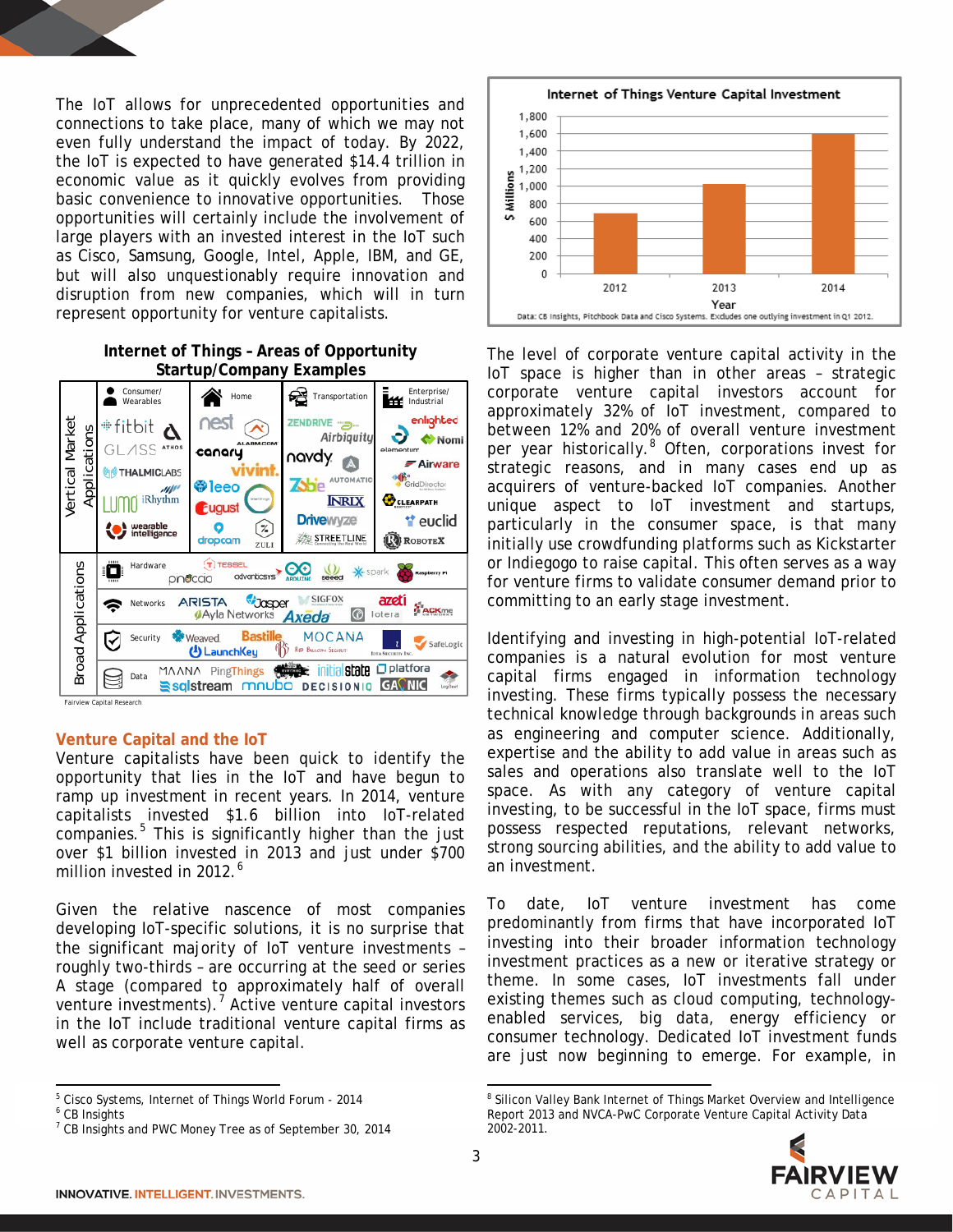The IoT allows for unprecedented opportunities and connections to take place, many of which we may not even fully understand the impact of today. By 2022, the IoT is expected to have generated $14.4 trillion in economic value as it quickly evolves from providing basic convenience to innovative opportunities. Those opportunities will certainly include the involvement of large players with an invested interest in the IoT space such as Cisco, Samsung, Google, Intel, Apple, IBM, and GE, but will also unquestionably require innovation and disruption from new companies, which will in turn represent opportunity for venture capitalists.

**Internet of Things – Areas of Opportunity**
**Startup/Company Examples**

| | | |
|---|---|---|
| Vertical Market Applications | Consumer/ Wearables | fitbit, Athos, GLASS, Thalmic Labs, Lumo, iRhythm, Wearable Intelligence |
| | Home | nest, Alarm.com, canary, vivint, leeo, August, dropcam, Zuli |
| | Transportation | Zendrive, Airbiquity, navdy, Automatic, Zubie, INRIX, Drivewyze, Streetline |
| | Enterprise/ Industrial | enlighted, Element, Nomi, Airware, GridDirector, Clearpath, euclid, Robotex |
| Broad Applications | Hardware | Tessel, pinoccio, advanticsys, Arduino, seeed, spark, Raspberry Pi |
| | Networks | Arista, Jasper, Sigfox, azeti, Ayla Networks, Axeda, Lotera, Ackme Networks |
| | Security | Weaved, Bastille, Mocana, LaunchKey, Red Balloon Security, Iota Security Inc., SafeLogic |
| | Data | Maana, PingThings, Initial State, platfora, sqlstream, mnubo, Decisioniq, GAGNIC, LogNext |

Fairview Capital Research

## Venture Capital and the IoT

Venture capitalists have been quick to identify the opportunity that lies in the IoT and have begun to ramp up investment in recent years. In 2014, venture capitalists invested $1.6 billion into IoT-related companies.[5] This is significantly higher than the just over $1 billion invested in 2013 and just under $700 million invested in 2012.[6]

Given the relative nascence of most companies developing IoT-specific solutions, it is no surprise that the significant majority of IoT venture investments – roughly two-thirds – are occurring at the seed or series A stage (compared to approximately half of overall venture investments).[7] Active venture capital investors in the IoT include traditional venture capital firms as well as corporate venture capital.

**Internet of Things Venture Capital Investment**

| Year | $ Millions |
|---|---|
| 2012 | ~680 |
| 2013 | ~1,020 |
| 2014 | ~1,600 |

Data: CB Insights, Pitchbook Data and Cisco Systems. Excludes one outlying investment in Q1 2012.

The level of corporate venture capital activity in the IoT space is higher than in other areas – strategic corporate venture capital investors account for approximately 32% of IoT investment, compared to between 12% and 20% of overall venture investment per year historically.[8] Often, corporations invest for strategic reasons, and in many cases end up as acquirers of venture-backed IoT companies. Another unique aspect to IoT investment and startups, particularly in the consumer space, is that many initially use crowdfunding platforms such as Kickstarter or Indiegogo to raise capital. This often serves as a way for venture firms to validate consumer demand prior to committing to an early stage investment.

Identifying and investing in high-potential IoT-related companies is a natural evolution for most venture capital firms engaged in information technology investing. These firms typically possess the necessary technical knowledge through backgrounds in areas such as engineering and computer science. Additionally, expertise and the ability to add value in areas such as sales and operations also translate well to the IoT space. As with any category of venture capital investing, to be successful in the IoT space, firms must possess respected reputations, relevant networks, strong sourcing abilities, and the ability to add value to an investment.

To date, IoT venture investment has come predominantly from firms that have incorporated IoT investing into their broader information technology investment practices as a new or iterative strategy or theme. In some cases, IoT investments fall under existing themes such as cloud computing, technology-enabled services, big data, energy efficiency or consumer technology. Dedicated IoT investment funds are just now beginning to emerge. For example, in

[5] Cisco Systems, Internet of Things World Forum - 2014
[6] CB Insights
[7] CB Insights and PWC Money Tree as of September 30, 2014
[8] Silicon Valley Bank Internet of Things Market Overview and Intelligence Report 2013 and NVCA-PwC Corporate Venture Capital Activity Data 2002-2011.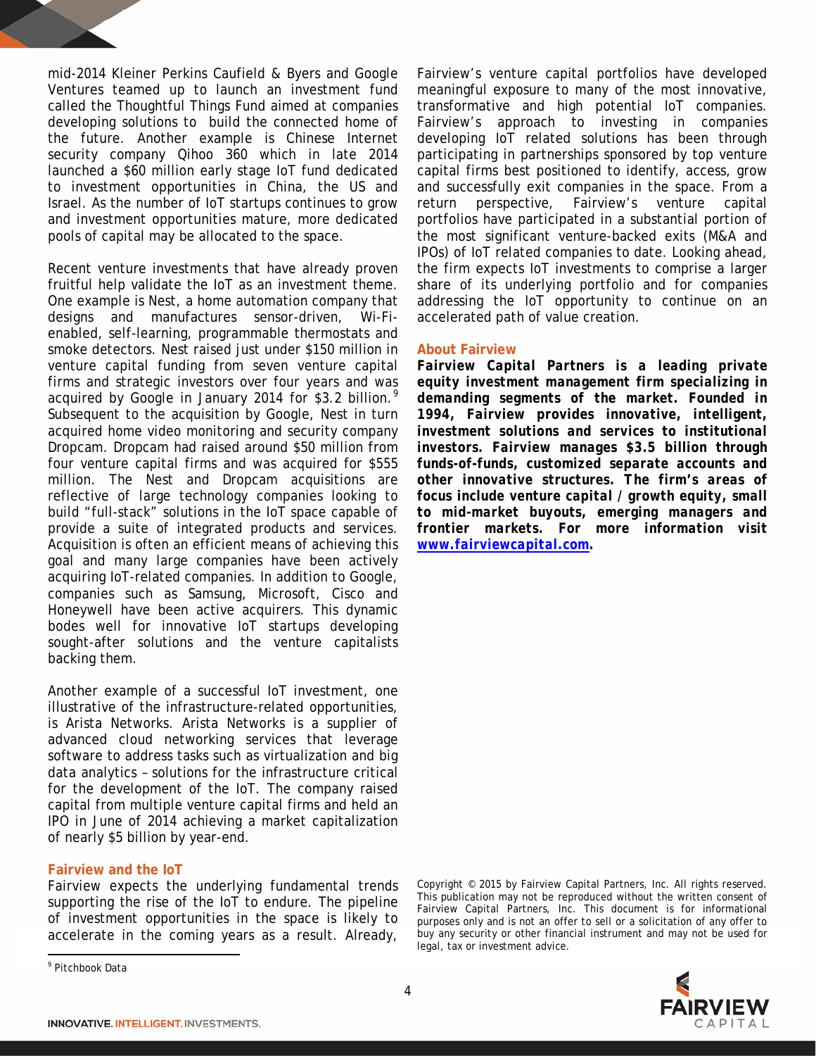mid-2014 Kleiner Perkins Caufield & Byers and Google Ventures teamed up to launch an investment fund called the Thoughtful Things Fund aimed at companies developing solutions to build the connected home of the future. Another example is Chinese Internet security company Qihoo 360 which in late 2014 launched a $60 million early stage IoT fund dedicated to investment opportunities in China, the US and Israel. As the number of IoT startups continues to grow and investment opportunities mature, more dedicated pools of capital may be allocated to the space.

Recent venture investments that have already proven fruitful help validate the IoT as an investment theme. One example is Nest, a home automation company that designs and manufactures sensor-driven, Wi-Fi-enabled, self-learning, programmable thermostats and smoke detectors. Nest raised just under $150 million in venture capital funding from seven venture capital firms and strategic investors over four years and was acquired by Google in January 2014 for $3.2 billion.[9] Subsequent to the acquisition by Google, Nest in turn acquired home video monitoring and security company Dropcam. Dropcam had raised around $50 million from four venture capital firms and was acquired for $555 million. The Nest and Dropcam acquisitions are reflective of large technology companies looking to build "full-stack" solutions in the IoT space capable of provide a suite of integrated products and services. Acquisition is often an efficient means of achieving this goal and many large companies have been actively acquiring IoT-related companies. In addition to Google, companies such as Samsung, Microsoft, Cisco and Honeywell have been active acquirers. This dynamic bodes well for innovative IoT startups developing sought-after solutions and the venture capitalists backing them.

Another example of a successful IoT investment, one illustrative of the infrastructure-related opportunities, is Arista Networks. Arista Networks is a supplier of advanced cloud networking services that leverage software to address tasks such as virtualization and big data analytics – solutions for the infrastructure critical for the development of the IoT. The company raised capital from multiple venture capital firms and held an IPO in June of 2014 achieving a market capitalization of nearly $5 billion by year-end.

## Fairview and the IoT

Fairview expects the underlying fundamental trends supporting the rise of the IoT to endure. The pipeline of investment opportunities in the space is likely to accelerate in the coming years as a result. Already, Fairview's venture capital portfolios have developed meaningful exposure to many of the most innovative, transformative and high potential IoT companies. Fairview's approach to investing in companies developing IoT related solutions has been through participating in partnerships sponsored by top venture capital firms best positioned to identify, access, grow and successfully exit companies in the space. From a return perspective, Fairview's venture capital portfolios have participated in a substantial portion of the most significant venture-backed exits (M&A and IPOs) of IoT related companies to date. Looking ahead, the firm expects IoT investments to comprise a larger share of its underlying portfolio and for companies addressing the IoT opportunity to continue on an accelerated path of value creation.

## About Fairview

**Fairview Capital Partners is a leading private equity investment management firm specializing in demanding segments of the market. Founded in 1994, Fairview provides innovative, intelligent, investment solutions and services to institutional investors. Fairview manages $3.5 billion through funds-of-funds, customized separate accounts and other innovative structures. The firm's areas of focus include venture capital / growth equity, small to mid-market buyouts, emerging managers and frontier markets. For more information visit [www.fairviewcapital.com](http://www.fairviewcapital.com).**

Copyright © 2015 by Fairview Capital Partners, Inc. All rights reserved. This publication may not be reproduced without the written consent of Fairview Capital Partners, Inc. This document is for informational purposes only and is not an offer to sell or a solicitation of any offer to buy any security or other financial instrument and may not be used for legal, tax or investment advice.

[9] Pitchbook Data